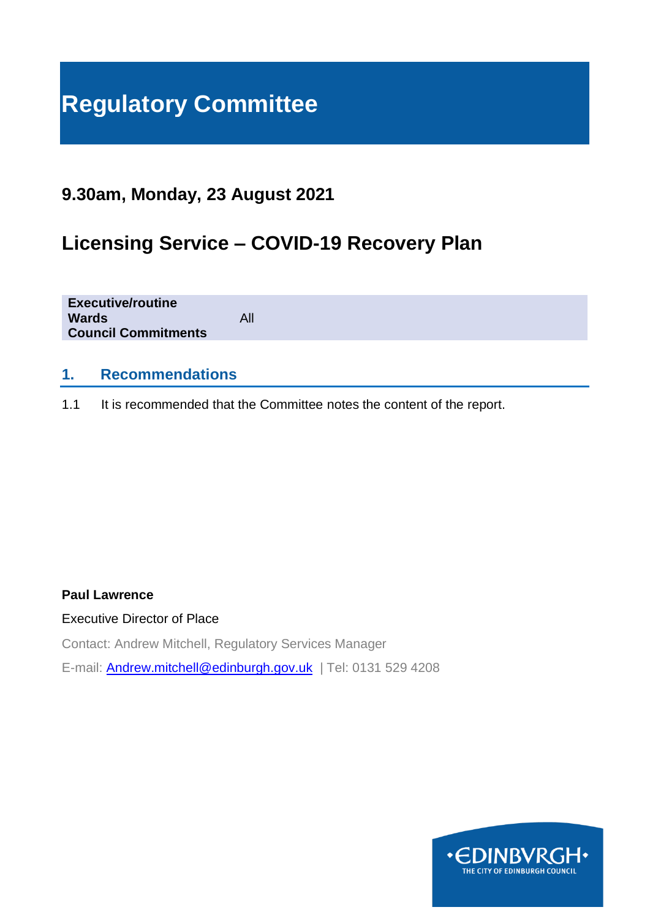# Regulatory Committee

## 9.30am, Monday, 23 August 2021

## Licensing Service – COVID-19 Recovery Plan

| | |
|---|---|
| **Executive/routine** | |
| **Wards** | All |
| **Council Commitments** | |

### 1. Recommendations

1.1 It is recommended that the Committee notes the content of the report.

**Paul Lawrence**

Executive Director of Place

Contact: Andrew Mitchell, Regulatory Services Manager

E-mail: Andrew.mitchell@edinburgh.gov.uk | Tel: 0131 529 4208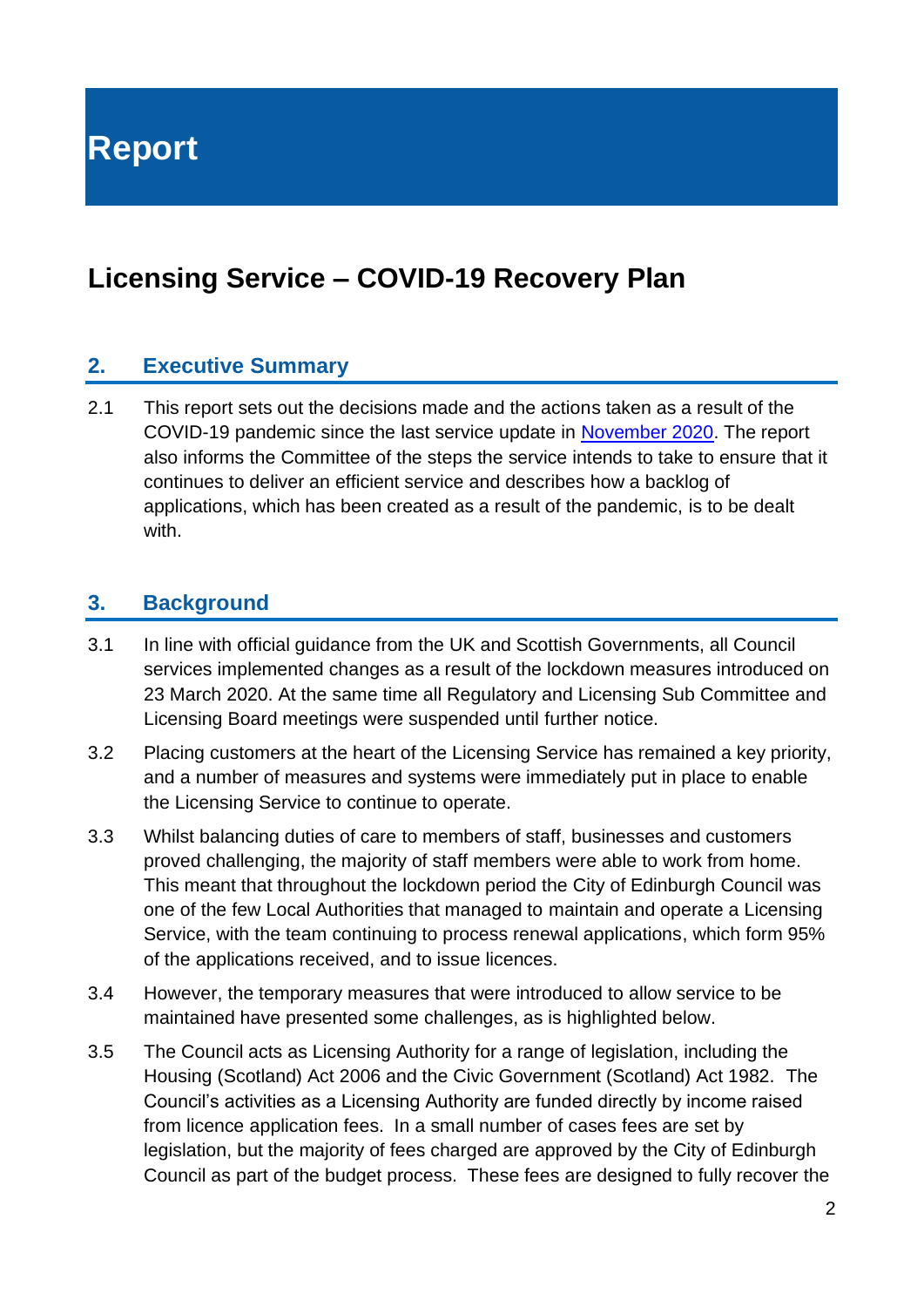# Report

## Licensing Service – COVID-19 Recovery Plan

### 2. Executive Summary

2.1 This report sets out the decisions made and the actions taken as a result of the COVID-19 pandemic since the last service update in November 2020. The report also informs the Committee of the steps the service intends to take to ensure that it continues to deliver an efficient service and describes how a backlog of applications, which has been created as a result of the pandemic, is to be dealt with.

### 3. Background

3.1 In line with official guidance from the UK and Scottish Governments, all Council services implemented changes as a result of the lockdown measures introduced on 23 March 2020. At the same time all Regulatory and Licensing Sub Committee and Licensing Board meetings were suspended until further notice.

3.2 Placing customers at the heart of the Licensing Service has remained a key priority, and a number of measures and systems were immediately put in place to enable the Licensing Service to continue to operate.

3.3 Whilst balancing duties of care to members of staff, businesses and customers proved challenging, the majority of staff members were able to work from home. This meant that throughout the lockdown period the City of Edinburgh Council was one of the few Local Authorities that managed to maintain and operate a Licensing Service, with the team continuing to process renewal applications, which form 95% of the applications received, and to issue licences.

3.4 However, the temporary measures that were introduced to allow service to be maintained have presented some challenges, as is highlighted below.

3.5 The Council acts as Licensing Authority for a range of legislation, including the Housing (Scotland) Act 2006 and the Civic Government (Scotland) Act 1982. The Council's activities as a Licensing Authority are funded directly by income raised from licence application fees. In a small number of cases fees are set by legislation, but the majority of fees charged are approved by the City of Edinburgh Council as part of the budget process. These fees are designed to fully recover the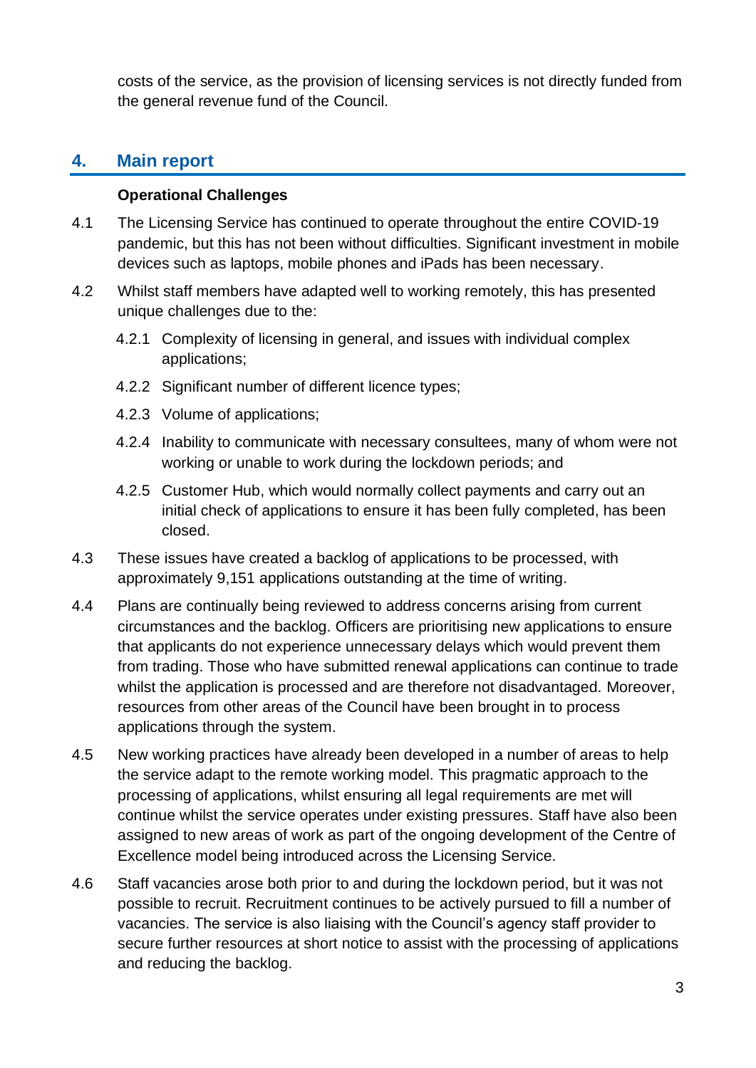costs of the service, as the provision of licensing services is not directly funded from the general revenue fund of the Council.

## 4. Main report

**Operational Challenges**

4.1 The Licensing Service has continued to operate throughout the entire COVID-19 pandemic, but this has not been without difficulties. Significant investment in mobile devices such as laptops, mobile phones and iPads has been necessary.

4.2 Whilst staff members have adapted well to working remotely, this has presented unique challenges due to the:

- 4.2.1 Complexity of licensing in general, and issues with individual complex applications;
- 4.2.2 Significant number of different licence types;
- 4.2.3 Volume of applications;
- 4.2.4 Inability to communicate with necessary consultees, many of whom were not working or unable to work during the lockdown periods; and
- 4.2.5 Customer Hub, which would normally collect payments and carry out an initial check of applications to ensure it has been fully completed, has been closed.

4.3 These issues have created a backlog of applications to be processed, with approximately 9,151 applications outstanding at the time of writing.

4.4 Plans are continually being reviewed to address concerns arising from current circumstances and the backlog. Officers are prioritising new applications to ensure that applicants do not experience unnecessary delays which would prevent them from trading. Those who have submitted renewal applications can continue to trade whilst the application is processed and are therefore not disadvantaged. Moreover, resources from other areas of the Council have been brought in to process applications through the system.

4.5 New working practices have already been developed in a number of areas to help the service adapt to the remote working model. This pragmatic approach to the processing of applications, whilst ensuring all legal requirements are met will continue whilst the service operates under existing pressures. Staff have also been assigned to new areas of work as part of the ongoing development of the Centre of Excellence model being introduced across the Licensing Service.

4.6 Staff vacancies arose both prior to and during the lockdown period, but it was not possible to recruit. Recruitment continues to be actively pursued to fill a number of vacancies. The service is also liaising with the Council's agency staff provider to secure further resources at short notice to assist with the processing of applications and reducing the backlog.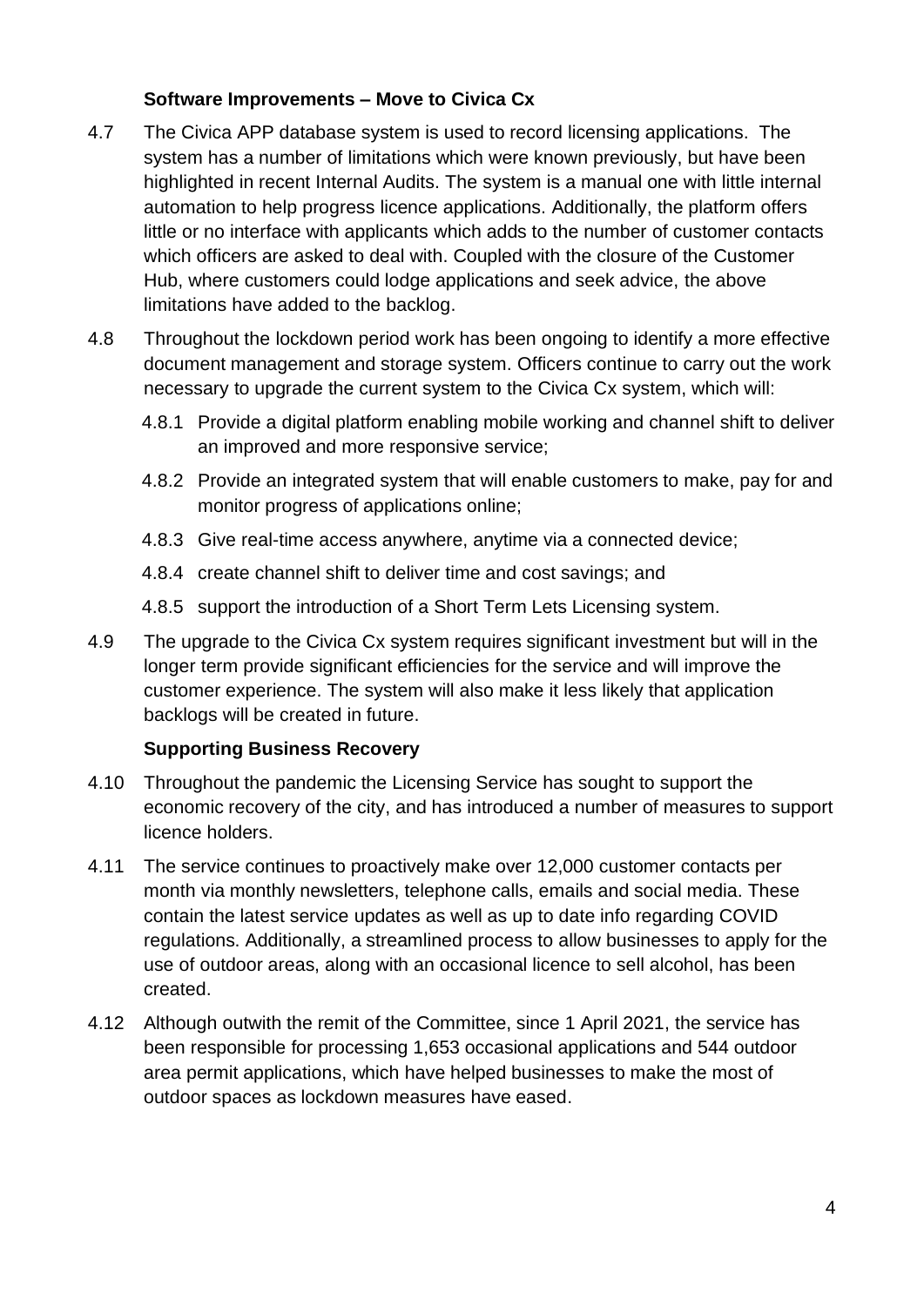### Software Improvements – Move to Civica Cx

4.7 The Civica APP database system is used to record licensing applications. The system has a number of limitations which were known previously, but have been highlighted in recent Internal Audits. The system is a manual one with little internal automation to help progress licence applications. Additionally, the platform offers little or no interface with applicants which adds to the number of customer contacts which officers are asked to deal with. Coupled with the closure of the Customer Hub, where customers could lodge applications and seek advice, the above limitations have added to the backlog.

4.8 Throughout the lockdown period work has been ongoing to identify a more effective document management and storage system. Officers continue to carry out the work necessary to upgrade the current system to the Civica Cx system, which will:

- 4.8.1 Provide a digital platform enabling mobile working and channel shift to deliver an improved and more responsive service;
- 4.8.2 Provide an integrated system that will enable customers to make, pay for and monitor progress of applications online;
- 4.8.3 Give real-time access anywhere, anytime via a connected device;
- 4.8.4 create channel shift to deliver time and cost savings; and
- 4.8.5 support the introduction of a Short Term Lets Licensing system.

4.9 The upgrade to the Civica Cx system requires significant investment but will in the longer term provide significant efficiencies for the service and will improve the customer experience. The system will also make it less likely that application backlogs will be created in future.

### Supporting Business Recovery

4.10 Throughout the pandemic the Licensing Service has sought to support the economic recovery of the city, and has introduced a number of measures to support licence holders.

4.11 The service continues to proactively make over 12,000 customer contacts per month via monthly newsletters, telephone calls, emails and social media. These contain the latest service updates as well as up to date info regarding COVID regulations. Additionally, a streamlined process to allow businesses to apply for the use of outdoor areas, along with an occasional licence to sell alcohol, has been created.

4.12 Although outwith the remit of the Committee, since 1 April 2021, the service has been responsible for processing 1,653 occasional applications and 544 outdoor area permit applications, which have helped businesses to make the most of outdoor spaces as lockdown measures have eased.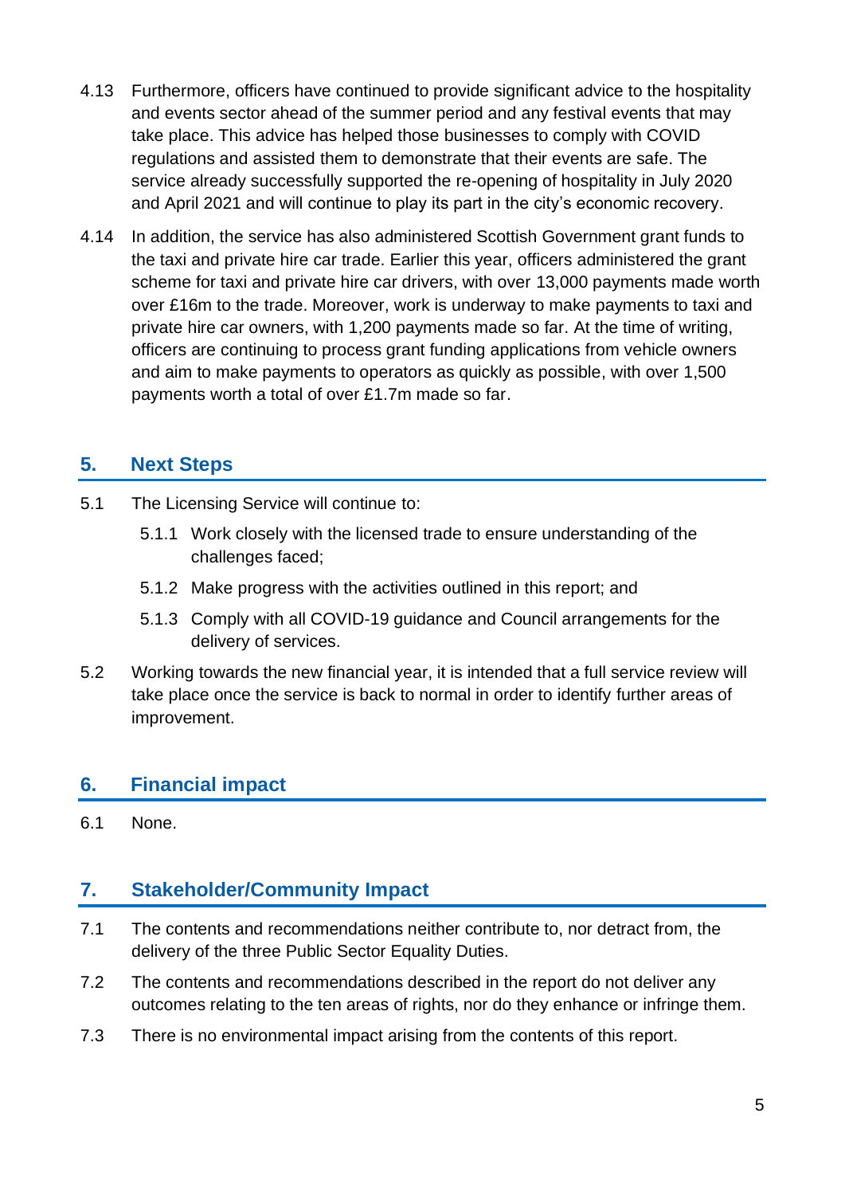4.13 Furthermore, officers have continued to provide significant advice to the hospitality and events sector ahead of the summer period and any festival events that may take place. This advice has helped those businesses to comply with COVID regulations and assisted them to demonstrate that their events are safe. The service already successfully supported the re-opening of hospitality in July 2020 and April 2021 and will continue to play its part in the city's economic recovery.

4.14 In addition, the service has also administered Scottish Government grant funds to the taxi and private hire car trade. Earlier this year, officers administered the grant scheme for taxi and private hire car drivers, with over 13,000 payments made worth over £16m to the trade. Moreover, work is underway to make payments to taxi and private hire car owners, with 1,200 payments made so far. At the time of writing, officers are continuing to process grant funding applications from vehicle owners and aim to make payments to operators as quickly as possible, with over 1,500 payments worth a total of over £1.7m made so far.

## 5. Next Steps

5.1 The Licensing Service will continue to:

- 5.1.1 Work closely with the licensed trade to ensure understanding of the challenges faced;
- 5.1.2 Make progress with the activities outlined in this report; and
- 5.1.3 Comply with all COVID-19 guidance and Council arrangements for the delivery of services.

5.2 Working towards the new financial year, it is intended that a full service review will take place once the service is back to normal in order to identify further areas of improvement.

## 6. Financial impact

6.1 None.

## 7. Stakeholder/Community Impact

7.1 The contents and recommendations neither contribute to, nor detract from, the delivery of the three Public Sector Equality Duties.

7.2 The contents and recommendations described in the report do not deliver any outcomes relating to the ten areas of rights, nor do they enhance or infringe them.

7.3 There is no environmental impact arising from the contents of this report.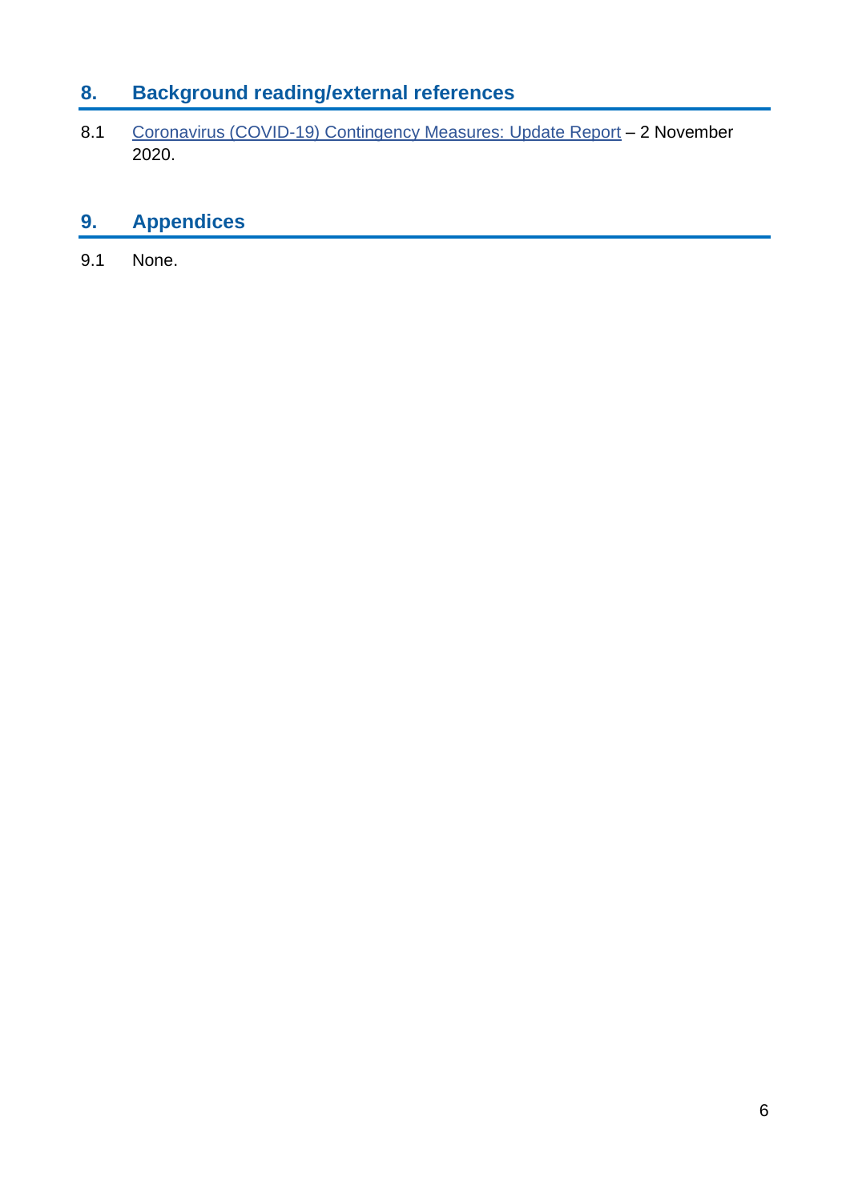## 8. Background reading/external references

8.1 Coronavirus (COVID-19) Contingency Measures: Update Report – 2 November 2020.

## 9. Appendices

9.1 None.